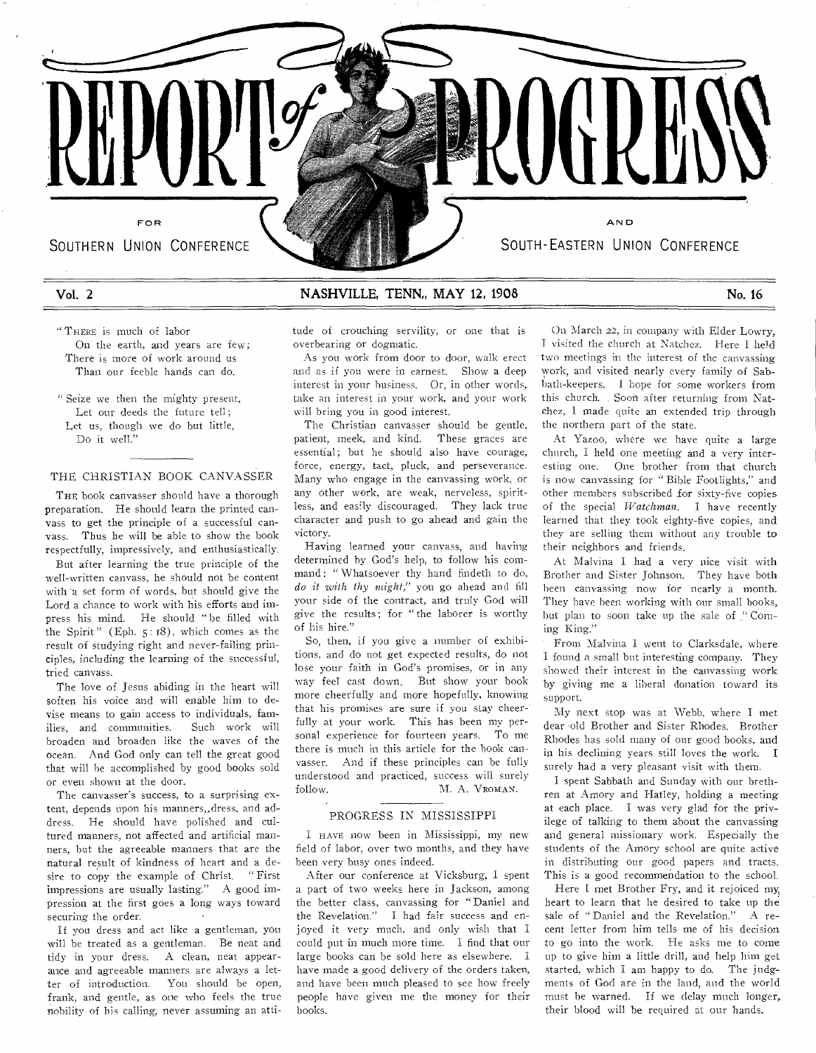# REPORT of PROGRESS

FOR SOUTHERN UNION CONFERENCE AND SOUTH-EASTERN UNION CONFERENCE

Vol. 2 — NASHVILLE, TENN., MAY 12, 1908 — No. 16

"THERE is much of labor
On the earth, and years are few;
There is more of work around us
Than our feeble hands can do.

"Seize we then the mighty present,
Let our deeds the future tell;
Let us, though we do but little,
Do it well."

## THE CHRISTIAN BOOK CANVASSER

THE book canvasser should have a thorough preparation. He should learn the printed canvass to get the principle of a successful canvass. Thus he will be able to show the book respectfully, impressively, and enthusiastically.

But after learning the true principle of the well-written canvass, he should not be content with a set form of words, but should give the Lord a chance to work with his efforts and impress his mind. He should "be filled with the Spirit" (Eph. 5: 18), which comes as the result of studying right and never-failing principles, including the learning of the successful, tried canvass.

The love of Jesus abiding in the heart will soften his voice and will enable him to devise means to gain access to individuals, families, and communities. Such work will broaden and broaden like the waves of the ocean. And God only can tell the great good that will be accomplished by good books sold or even shown at the door.

The canvasser's success, to a surprising extent, depends upon his manners, dress, and address. He should have polished and cultured manners, not affected and artificial manners, but the agreeable manners that are the natural result of kindness of heart and a desire to copy the example of Christ. "First impressions are usually lasting." A good impression at the first goes a long ways toward securing the order.

If you dress and act like a gentleman, you will be treated as a gentleman. Be neat and tidy in your dress. A clean, neat appearance and agreeable manners are always a letter of introduction. You should be open, frank, and gentle, as one who feels the true nobility of his calling, never assuming an attitude of crouching servility, or one that is overbearing or dogmatic.

As you work from door to door, walk erect and as if you were in earnest. Show a deep interest in your business. Or, in other words, take an interest in your work, and your work will bring you in good interest.

The Christian canvasser should be gentle, patient, meek, and kind. These graces are essential; but he should also have courage, force, energy, tact, pluck, and perseverance. Many who engage in the canvassing work, or any other work, are weak, nerveless, spiritless, and easily discouraged. They lack true character and push to go ahead and gain the victory.

Having learned your canvass, and having determined by God's help, to follow his command: "Whatsoever thy hand findeth to do, *do it with thy might*," you go ahead and fill your side of the contract, and truly God will give the results; for "the laborer is worthy of his hire."

So, then, if you give a number of exhibitions, and do not get expected results, do not lose your faith in God's promises, or in any way feel cast down. But show your book more cheerfully and more hopefully, knowing that his promises are sure if you stay cheerfully at your work. This has been my personal experience for fourteen years. To me there is much in this article for the book canvasser. And if these principles can be fully understood and practiced, success will surely follow.

M. A. VROMAN.

## PROGRESS IN MISSISSIPPI

I HAVE now been in Mississippi, my new field of labor, over two months, and they have been very busy ones indeed.

After our conference at Vicksburg, I spent a part of two weeks here in Jackson, among the better class, canvassing for "Daniel and the Revelation." I had fair success and enjoyed it very much, and only wish that I could put in much more time. I find that our large books can be sold here as elsewhere. I have made a good delivery of the orders taken, and have been much pleased to see how freely people have given me the money for their books.

On March 22, in company with Elder Lowry, I visited the church at Natchez. Here I held two meetings in the interest of the canvassing work, and visited nearly every family of Sabbath-keepers. I hope for some workers from this church. Soon after returning from Natchez, I made quite an extended trip through the northern part of the state.

At Yazoo, where we have quite a large church, I held one meeting and a very interesting one. One brother from that church is now canvassing for "Bible Footlights," and other members subscribed for sixty-five copies of the special *Watchman*. I have recently learned that they took eighty-five copies, and they are selling them without any trouble to their neighbors and friends.

At Malvina I had a very nice visit with Brother and Sister Johnson. They have both been canvassing now for nearly a month. They have been working with our small books, but plan to soon take up the sale of "Coming King."

From Malvina I went to Clarksdale, where I found a small but interesting company. They showed their interest in the canvassing work by giving me a liberal donation toward its support.

My next stop was at Webb, where I met dear old Brother and Sister Rhodes. Brother Rhodes has sold many of our good books, and in his declining years still loves the work. I surely had a very pleasant visit with them.

I spent Sabbath and Sunday with our brethren at Amory and Hatley, holding a meeting at each place. I was very glad for the privilege of talking to them about the canvassing and general missionary work. Especially the students of the Amory school are quite active in distributing our good papers and tracts. This is a good recommendation to the school.

Here I met Brother Fry, and it rejoiced my heart to learn that he desired to take up the sale of "Daniel and the Revelation." A recent letter from him tells me of his decision to go into the work. He asks me to come up to give him a little drill, and help him get started, which I am happy to do. The judgments of God are in the land, and the world must be warned. If we delay much longer, their blood will be required at our hands.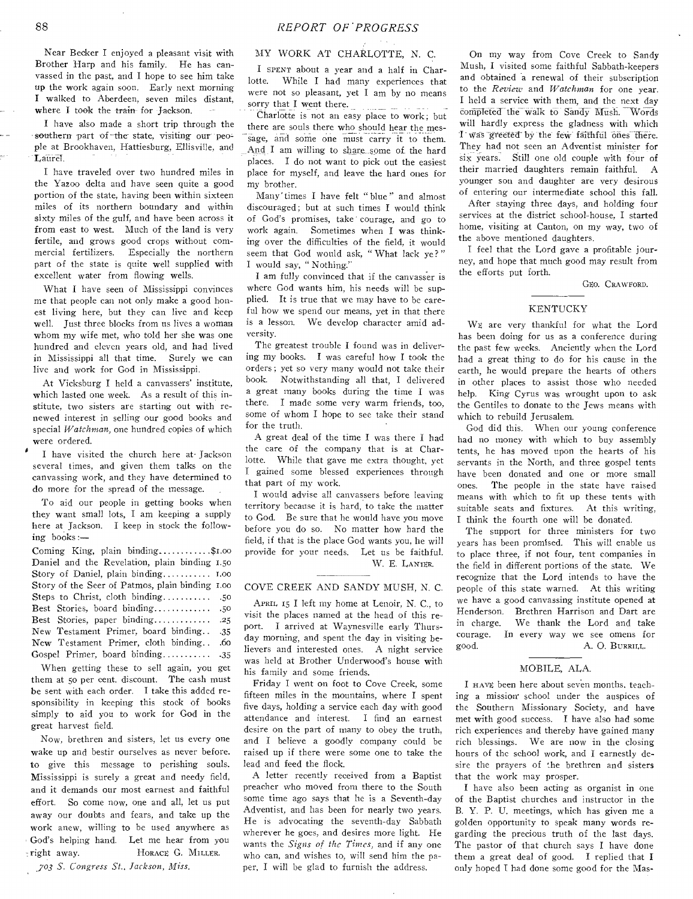Near Becker I enjoyed a pleasant visit with Brother Harp and his family. He has canvassed in the past, and I hope to see him take up the work again soon. Early next morning I walked to Aberdeen, seven miles distant, where I took the train for Jackson.

I have also made a short trip through the southern part of the state, visiting our people at Brookhaven, Hattiesburg, Ellisville, and Laurel.

I have traveled over two hundred miles in the Yazoo delta and have seen quite a good portion of the state, having been within sixteen miles of its northern boundary and within sixty miles of the gulf, and have been across it from east to west. Much of the land is very fertile, and grows good crops without commercial fertilizers. Especially the northern part of the state is quite well supplied with excellent water from flowing wells.

What I have seen of Mississippi convinces me that people can not only make a good honest living here, but they can live and keep well. Just three blocks from us lives a woman whom my wife met, who told her she was one hundred and eleven years old, and had lived in Mississippi all that time. Surely we can live and work for God in Mississippi.

At Vicksburg I held a canvassers' institute, which lasted one week. As a result of this institute, two sisters are starting out with renewed interest in selling our good books and special *Watchman*, one hundred copies of which were ordered.

I have visited the church here at Jackson several times, and given them talks on the canvassing work, and they have determined to do more for the spread of the message.

To aid our people in getting books when they want small lots, I am keeping a supply here at Jackson. I keep in stock the following books:—

| | |
|---|---|
| Coming King, plain binding | $1.00 |
| Daniel and the Revelation, plain binding | 1.50 |
| Story of Daniel, plain binding | 1.00 |
| Story of the Seer of Patmos, plain binding | 1.00 |
| Steps to Christ, cloth binding | .50 |
| Best Stories, board binding | .50 |
| Best Stories, paper binding | .25 |
| New Testament Primer, board binding | .35 |
| New Testament Primer, cloth binding | .60 |
| Gospel Primer, board binding | .35 |

When getting these to sell again, you get them at 50 per cent. discount. The cash must be sent with each order. I take this added responsibility in keeping this stock of books simply to aid you to work for God in the great harvest field.

Now, brethren and sisters, let us every one wake up and bestir ourselves as never before, to give this message to perishing souls. Mississippi is surely a great and needy field, and it demands our most earnest and faithful effort. So come now, one and all, let us put away our doubts and fears, and take up the work anew, willing to be used anywhere as God's helping hand. Let me hear from you right away.

HORACE G. MILLER.

*703 S. Congress St., Jackson, Miss.*

## MY WORK AT CHARLOTTE, N. C.

I SPENT about a year and a half in Charlotte. While I had many experiences that were not so pleasant, yet I am by no means sorry that I went there.

Charlotte is not an easy place to work; but there are souls there who should hear the message, and some one must carry it to them. And I am willing to share some of the hard places. I do not want to pick out the easiest place for myself, and leave the hard ones for my brother.

Many times I have felt "blue" and almost discouraged; but at such times I would think of God's promises, take courage, and go to work again. Sometimes when I was thinking over the difficulties of the field, it would seem that God would ask, "What lack ye?" I would say, "Nothing."

I am fully convinced that if the canvasser is where God wants him, his needs will be supplied. It is true that we may have to be careful how we spend our means, yet in that there is a lesson. We develop character amid adversity.

The greatest trouble I found was in delivering my books. I was careful how I took the orders; yet so very many would not take their book. Notwithstanding all that, I delivered a great many books during the time I was there. I made some very warm friends, too, some of whom I hope to see take their stand for the truth.

A great deal of the time I was there I had the care of the company that is at Charlotte. While that gave me extra thought, yet I gained some blessed experiences through that part of my work.

I would advise all canvassers before leaving territory because it is hard, to take the matter to God. Be sure that he would have you move before you do so. No matter how hard the field, if that is the place God wants you, he will provide for your needs. Let us be faithful.

W. E. LANIER.

## COVE CREEK AND SANDY MUSH, N. C.

APRIL 15 I left my home at Lenoir, N. C., to visit the places named at the head of this report. I arrived at Waynesville early Thursday morning, and spent the day in visiting believers and interested ones. A night service was held at Brother Underwood's house with his family and some friends.

Friday I went on foot to Cove Creek, some fifteen miles in the mountains, where I spent five days, holding a service each day with good attendance and interest. I find an earnest desire on the part of many to obey the truth, and I believe a goodly company could be raised up if there were some one to take the lead and feed the flock.

A letter recently received from a Baptist preacher who moved from there to the South some time ago says that he is a Seventh-day Adventist, and has been for nearly two years. He is advocating the seventh-day Sabbath wherever he goes, and desires more light. He wants the *Signs of the Times*, and if any one who can, and wishes to, will send him the paper, I will be glad to furnish the address.

On my way from Cove Creek to Sandy Mush, I visited some faithful Sabbath-keepers and obtained a renewal of their subscription to the *Review* and *Watchman* for one year. I held a service with them, and the next day completed the walk to Sandy Mush. Words will hardly express the gladness with which I was greeted by the few faithful ones there. They had not seen an Adventist minister for six years. Still one old couple with four of their married daughters remain faithful. A younger son and daughter are very desirous of entering our intermediate school this fall.

After staying three days, and holding four services at the district school-house, I started home, visiting at Canton, on my way, two of the above mentioned daughters.

I feel that the Lord gave a profitable journey, and hope that much good may result from the efforts put forth.

GEO. CRAWFORD.

## KENTUCKY

WE are very thankful for what the Lord has been doing for us as a conference during the past few weeks. Anciently when the Lord had a great thing to do for his cause in the earth, he would prepare the hearts of others in other places to assist those who needed help. King Cyrus was wrought upon to ask the Gentiles to donate to the Jews means with which to rebuild Jerusalem.

God did this. When our young conference had no money with which to buy assembly tents, he has moved upon the hearts of his servants in the North, and three gospel tents have been donated and one or more small ones. The people in the state have raised means with which to fit up these tents with suitable seats and fixtures. At this writing, I think the fourth one will be donated.

The support for three ministers for two years has been promised. This will enable us to place three, if not four, tent companies in the field in different portions of the state. We recognize that the Lord intends to have the people of this state warned. At this writing we have a good canvassing institute opened at Henderson. Brethren Harrison and Dart are in charge. We thank the Lord and take courage. In every way we see omens for good.

A. O. BURRILL.

## MOBILE, ALA.

I HAVE been here about seven months, teaching a mission school under the auspices of the Southern Missionary Society, and have met with good success. I have also had some rich experiences and thereby have gained many rich blessings. We are now in the closing hours of the school work, and I earnestly desire the prayers of the brethren and sisters that the work may prosper.

I have also been acting as organist in one of the Baptist churches and instructor in the B. Y. P. U. meetings, which has given me a golden opportunity to speak many words regarding the precious truth of the last days. The pastor of that church says I have done them a great deal of good. I replied that I only hoped I had done some good for the Mas-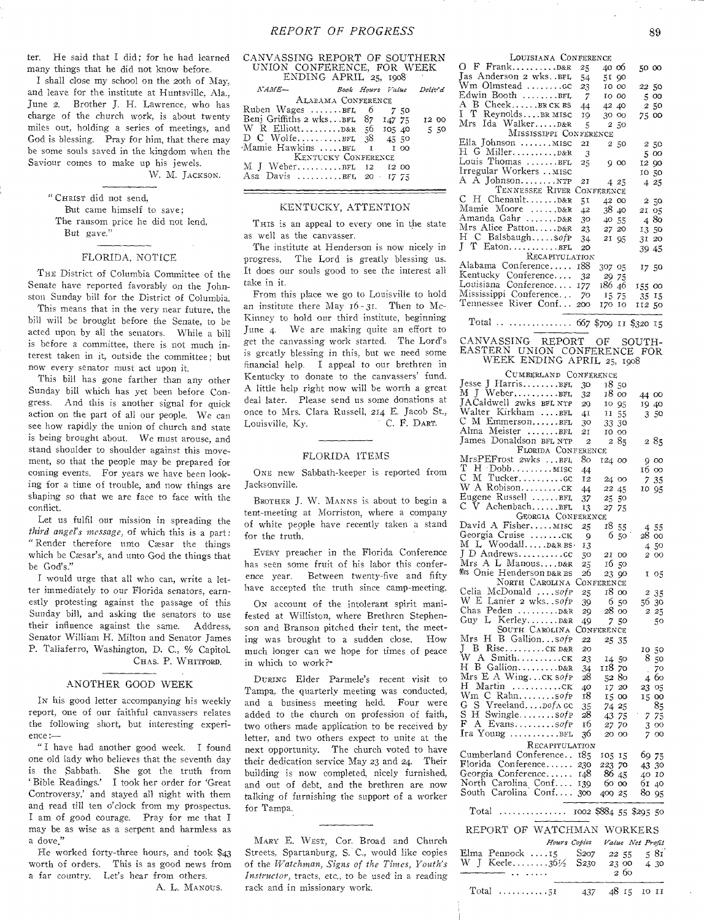ter. He said that I did; for he had learned many things that he did not know before.

I shall close my school on the 20th of May, and leave for the institute at Huntsville, Ala., June 2. Brother J. H. Lawrence, who has charge of the church work, is about twenty miles out, holding a series of meetings, and God is blessing. Pray for him, that there may be some souls saved in the kingdom when the Saviour comes to make up his jewels.

W. M. JACKSON.

"CHRIST did not send,
But came himself to save;
The ransom price he did not lend,
But gave."

## FLORIDA, NOTICE

THE District of Columbia Committee of the Senate have reported favorably on the Johnston Sunday bill for the District of Columbia.

This means that in the very near future, the bill will be brought before the Senate, to be acted upon by all the senators. While a bill is before a committee, there is not much interest taken in it, outside the committee; but now every senator must act upon it.

This bill has gone farther than any other Sunday bill which has yet been before Congress. And this is another signal for quick action on the part of all our people. We can see how rapidly the union of church and state is being brought about. We must arouse, and stand shoulder to shoulder against this movement, so that the people may be prepared for coming events. For years we have been looking for a time of trouble, and now things are shaping so that we are face to face with the conflict.

Let us fulfil our mission in spreading the *third angel's message*, of which this is a part: "Render therefore unto Cæsar the things which be Cæsar's, and unto God the things that be God's."

I would urge that all who can, write a letter immediately to our Florida senators, earnestly protesting against the passage of this Sunday bill, and asking the senators to use their influence against the same. Address, Senator William H. Milton and Senator James P. Taliaferro, Washington, D. C., % Capitol.

CHAS. P. WHITFORD.

## ANOTHER GOOD WEEK

IN his good letter accompanying his weekly report, one of our faithful canvassers relates the following short, but interesting experience:—

"I have had another good week. I found one old lady who believes that the seventh day is the Sabbath. She got the truth from 'Bible Readings.' I took her order for 'Great Controversy,' and stayed all night with them and read till ten o'clock from my prospectus. I am of good courage. Pray for me that I may be as wise as a serpent and harmless as a dove."

He worked forty-three hours, and took $43 worth of orders. This is as good news from a far country. Let's hear from others.

A. L. MANOUS.

## CANVASSING REPORT OF SOUTHERN UNION CONFERENCE, FOR WEEK ENDING APRIL 25, 1908

| NAME— | Book | Hours | Value | Deliv'd |
|---|---|---|---|---|
| **ALABAMA CONFERENCE** | | | | |
| Ruben Wages | BFL | 6 | 7 50 | |
| Benj Griffiths 2 wks | BFL | 87 | 147 75 | 12 00 |
| W R Elliott | D&R | 56 | 105 40 | 5 50 |
| D C Wolfe | BFL | 38 | 45 50 | |
| Mamie Hawkins | BFL | 1 | 1 00 | |
| **KENTUCKY CONFERENCE** | | | | |
| M J Weber | BFL | 12 | 12 00 | |
| Asa Davis | BFL | 20 | 17 75 | |
| **LOUISIANA CONFERENCE** | | | | |
| O F Frank | D&R | 25 | 40 06 | 50 00 |
| Jas Anderson 2 wks | BFL | 54 | 51 90 | |
| Wm Olmstead | GC | 23 | 10 00 | 22 50 |
| Edwin Booth | BFL | 7 | 10 00 | 5 00 |
| A B Cheek | BR CK BS | 44 | 42 40 | 2 50 |
| I T Reynolds | BR MISC | 19 | 30 00 | 75 00 |
| Mrs Ida Walker | D&R | 5 | 2 50 | |
| **MISSISSIPPI CONFERENCE** | | | | |
| Ella Johnson | MISC | 21 | 2 50 | 2 50 |
| H G Miller | D&R | 3 | | 5 00 |
| Louis Thomas | BFL | 25 | 9 00 | 12 90 |
| Irregular Workers | MISC | | | 10 50 |
| A A Johnson | NTP | 21 | 4 25 | 4 25 |
| **TENNESSEE RIVER CONFERENCE** | | | | |
| C H Chenault | D&R | 51 | 42 00 | 2 50 |
| Mamie Moore | D&R | 42 | 38 40 | 21 05 |
| Amanda Gahr | D&R | 30 | 40 55 | 4 80 |
| Mrs Alice Patton | D&R | 23 | 27 20 | 13 50 |
| H C Balsbaugh | SofP | 34 | 21 95 | 31 20 |
| J T Eaton | BFL | 20 | | 39 45 |
| **RECAPITULATION** | | | | |
| Alabama Conference | | 188 | 307 05 | 17 50 |
| Kentucky Conference | | 32 | 29 75 | |
| Louisiana Conference | | 177 | 186 46 | 155 00 |
| Mississippi Conference | | 70 | 15 75 | 35 15 |
| Tennessee River Conf. | | 200 | 170 10 | 112 50 |
| Total | | 667 | $709 11 | $320 15 |

## KENTUCKY, ATTENTION

THIS is an appeal to every one in the state as well as the canvasser.

The institute at Henderson is now nicely in progress. The Lord is greatly blessing us. It does our souls good to see the interest all take in it.

From this place we go to Louisville to hold an institute there May 16-31. Then to McKinney to hold our third institute, beginning June 4. We are making quite an effort to get the canvassing work started. The Lord's is greatly blessing in this, but we need some financial help. I appeal to our brethren in Kentucky to donate to the canvassers' fund. A little help right now will be worth a great deal later. Please send us some donations at once to Mrs. Clara Russell, 214 E. Jacob St., Louisville, Ky.

C. F. DART.

## FLORIDA ITEMS

ONE new Sabbath-keeper is reported from Jacksonville.

BROTHER J. W. MANNS is about to begin a tent-meeting at Morriston, where a company of white people have recently taken a stand for the truth.

EVERY preacher in the Florida Conference has seen some fruit of his labor this conference year. Between twenty-five and fifty have accepted the truth since camp-meeting.

ON account of the intolerant spirit manifested at Williston, where Brethren Stephenson and Branson pitched their tent, the meeting was brought to a sudden close. How much longer can we hope for times of peace in which to work?

DURING Elder Parmele's recent visit to Tampa, the quarterly meeting was conducted, and a business meeting held. Four were added to the church on profession of faith, two others made application to be received by letter, and two others expect to unite at the next opportunity. The church voted to have their dedication service May 23 and 24. Their building is now completed, nicely furnished, and out of debt, and the brethren are now talking of furnishing the support of a worker for Tampa.

MARY E. WEST, Cor. Broad and Church Streets, Spartanburg, S. C., would like copies of the *Watchman, Signs of the Times, Youth's Instructor*, tracts, etc., to be used in a reading rack and in missionary work.

## CANVASSING REPORT OF SOUTHEASTERN UNION CONFERENCE FOR WEEK ENDING APRIL 25, 1908

| Name | Book | Hours | Value | Deliv'd |
|---|---|---|---|---|
| **CUMBERLAND CONFERENCE** | | | | |
| Jesse J Harris | BFL | 30 | 18 50 | |
| M J Weber | BFL | 32 | 18 00 | 44 00 |
| JACaldwell 2wks | BFL NTP | 29 | 10 95 | 19 40 |
| Walter Kirkham | BFL | 41 | 11 55 | 3 50 |
| C M Emmerson | BFL | 30 | 33 30 | |
| Alma Meister | BFL | 21 | 10 00 | |
| James Donaldson | BFL NTP | 2 | 2 85 | 2 85 |
| **FLORIDA CONFERENCE** | | | | |
| MrsPEFrost 2wks | BFL | 80 | 124 00 | 9 00 |
| T H Dobb | MISC | 44 | | 16 00 |
| C M Tucker | GC | 12 | 24 00 | 7 35 |
| W A Robison | CK | 44 | 22 45 | 10 95 |
| Eugene Russell | BFL | 37 | 25 50 | |
| C V Achenbach | BFL | 13 | 27 75 | |
| **GEORGIA CONFERENCE** | | | | |
| David A Fisher | MISC | 25 | 18 55 | 4 55 |
| Georgia Cruise | CK | 9 | 6 50 | 28 00 |
| M L Woodall | D&R BS | 13 | | 4 50 |
| J D Andrews | GC | 50 | 21 00 | 2 00 |
| Mrs A L Manous | D&R | 25 | 16 50 | |
| Mrs Onie Henderson | D&R BS | 26 | 23 90 | 1 05 |
| **NORTH CAROLINA CONFERENCE** | | | | |
| Celia McDonald | SofP | 25 | 18 00 | 2 35 |
| W E Lanier 2 wks | SofP | 39 | 6 50 | 56 30 |
| Chas Peden | D&R | 29 | 28 00 | 2 25 |
| Guy L Kerley | D&R | 49 | 7 50 | 50 |
| **SOUTH CAROLINA CONFERENCE** | | | | |
| Mrs H B Gallion | SofP | 22 | 25 35 | |
| J B Rise | CK D&R | 20 | | 10 50 |
| W A Smith | CK | 23 | 14 50 | 8 50 |
| H B Gallion | D&R | 34 | 118 70 | 70 |
| Mrs E A Wing | CK SofP | 28 | 52 80 | 4 60 |
| H Martin | CK | 40 | 17 20 | 23 05 |
| Wm C Rahn | SofP | 18 | 15 00 | 15 00 |
| G S Vreeland | DofA GC | 35 | 74 25 | 85 |
| S H Swingle | SofP | 28 | 43 75 | 7 75 |
| F A Evans | SofP | 16 | 27 70 | 3 00 |
| Ira Young | BFL | 36 | 20 00 | 7 00 |
| **RECAPITULATION** | | | | |
| Cumberland Conference | | 185 | 105 15 | 69 75 |
| Florida Conference | | 230 | 223 70 | 43 30 |
| Georgia Conference | | 148 | 86 45 | 40 10 |
| North Carolina Conf. | | 139 | 60 00 | 61 40 |
| South Carolina Conf. | | 300 | 409 25 | 80 95 |
| Total | | 1002 | $884 55 | $295 50 |

## REPORT OF WATCHMAN WORKERS

| Name | Hours | Copies | Value | Net Profit |
|---|---|---|---|---|
| Elma Pennock | 15 | S207 | 22 55 | 5 81 |
| W J Keele | 36½ | S230 | 23 00 | 4 30 |
| | | | 2 60 | |
| Total | 51 | 437 | 48 15 | 10 11 |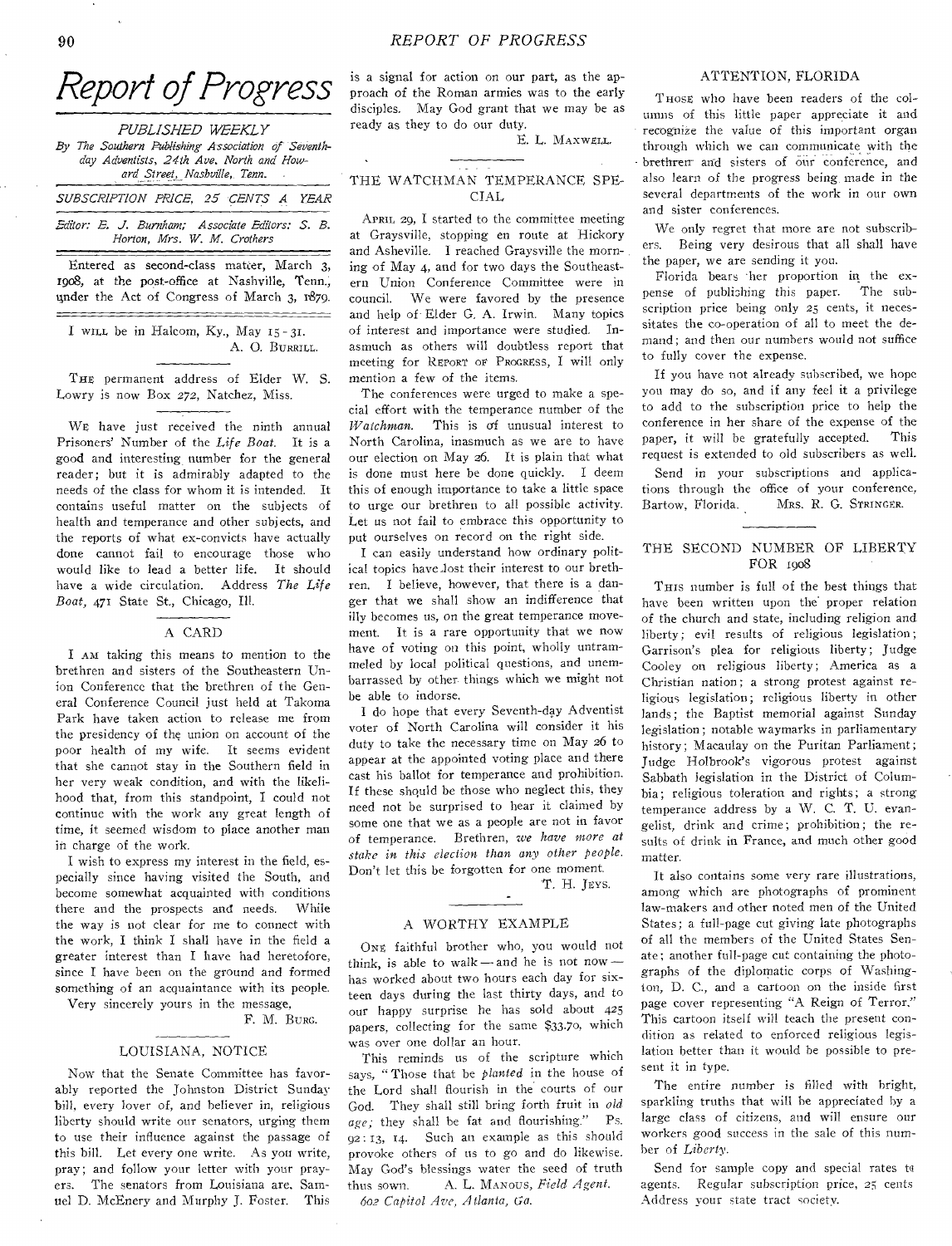# Report of Progress

*PUBLISHED WEEKLY*

*By The Southern Publishing Association of Seventh-day Adventists, 24th Ave. North and Howard Street, Nashville, Tenn.*

*SUBSCRIPTION PRICE, 25 CENTS A YEAR*

*Editor: E. J. Burnham; Associate Editors: S. B. Horton, Mrs. W. M. Crothers*

Entered as second-class matter, March 3, 1908, at the post-office at Nashville, Tenn., under the Act of Congress of March 3, 1879.

I WILL be in Halcom, Ky., May 15-31.

A. O. BURRILL.

THE permanent address of Elder W. S. Lowry is now Box 272, Natchez, Miss.

WE have just received the ninth annual Prisoners' Number of the *Life Boat*. It is a good and interesting number for the general reader; but it is admirably adapted to the needs of the class for whom it is intended. It contains useful matter on the subjects of health and temperance and other subjects, and the reports of what ex-convicts have actually done cannot fail to encourage those who would like to lead a better life. It should have a wide circulation. Address *The Life Boat*, 471 State St., Chicago, Ill.

## A CARD

I AM taking this means to mention to the brethren and sisters of the Southeastern Union Conference that the brethren of the General Conference Council just held at Takoma Park have taken action to release me from the presidency of the union on account of the poor health of my wife. It seems evident that she cannot stay in the Southern field in her very weak condition, and with the likelihood that, from this standpoint, I could not continue with the work any great length of time, it seemed wisdom to place another man in charge of the work.

I wish to express my interest in the field, especially since having visited the South, and become somewhat acquainted with conditions there and the prospects and needs. While the way is not clear for me to connect with the work, I think I shall have in the field a greater interest than I have had heretofore, since I have been on the ground and formed something of an acquaintance with its people.

Very sincerely yours in the message,

F. M. BURG.

## LOUISIANA, NOTICE

Now that the Senate Committee has favorably reported the Johnston District Sunday bill, every lover of, and believer in, religious liberty should write our senators, urging them to use their influence against the passage of this bill. Let every one write. As you write, pray; and follow your letter with your prayers. The senators from Louisiana are, Samuel D. McEnery and Murphy J. Foster. This is a signal for action on our part, as the approach of the Roman armies was to the early disciples. May God grant that we may be as ready as they to do our duty.

E. L. MAXWELL.

## THE WATCHMAN TEMPERANCE SPECIAL

APRIL 29, I started to the committee meeting at Graysville, stopping en route at Hickory and Asheville. I reached Graysville the morning of May 4, and for two days the Southeastern Union Conference Committee were in council. We were favored by the presence and help of Elder G. A. Irwin. Many topics of interest and importance were studied. Inasmuch as others will doubtless report that meeting for REPORT OF PROGRESS, I will only mention a few of the items.

The conferences were urged to make a special effort with the temperance number of the *Watchman*. This is of unusual interest to North Carolina, inasmuch as we are to have our election on May 26. It is plain that what is done must here be done quickly. I deem this of enough importance to take a little space to urge our brethren to all possible activity. Let us not fail to embrace this opportunity to put ourselves on record on the right side.

I can easily understand how ordinary political topics have lost their interest to our brethren. I believe, however, that there is a danger that we shall show an indifference that illy becomes us, on the great temperance movement. It is a rare opportunity that we now have of voting on this point, wholly untrammeled by local political questions, and unembarrassed by other things which we might not be able to indorse.

I do hope that every Seventh-day Adventist voter of North Carolina will consider it his duty to take the necessary time on May 26 to appear at the appointed voting place and there cast his ballot for temperance and prohibition. If these should be those who neglect this, they need not be surprised to hear it claimed by some one that we as a people are not in favor of temperance. Brethren, *we have more at stake in this election than any other people*. Don't let this be forgotten for one moment.

T. H. JEYS.

## A WORTHY EXAMPLE

ONE faithful brother who, you would not think, is able to walk — and he is not now — has worked about two hours each day for sixteen days during the last thirty days, and to our happy surprise he has sold about 425 papers, collecting for the same $33.70, which was over one dollar an hour.

This reminds us of the scripture which says, "Those that be *planted* in the house of the Lord shall flourish in the courts of our God. They shall still bring forth fruit in *old age*; they shall be fat and flourishing." Ps. 92:13, 14. Such an example as this should provoke others of us to go and do likewise. May God's blessings water the seed of truth thus sown.

A. L. MANOUS, *Field Agent*.

*602 Capitol Ave, Atlanta, Ga.*

## ATTENTION, FLORIDA

THOSE who have been readers of the columns of this little paper appreciate it and recognize the value of this important organ through which we can communicate with the brethren and sisters of our conference, and also learn of the progress being made in the several departments of the work in our own and sister conferences.

We only regret that more are not subscribers. Being very desirous that all shall have the paper, we are sending it you.

Florida bears her proportion in the expense of publishing this paper. The subscription price being only 25 cents, it necessitates the co-operation of all to meet the demand; and then our numbers would not suffice to fully cover the expense.

If you have not already subscribed, we hope you may do so, and if any feel it a privilege to add to the subscription price to help the conference in her share of the expense of the paper, it will be gratefully accepted. This request is extended to old subscribers as well.

Send in your subscriptions and applications through the office of your conference, Bartow, Florida.

MRS. R. G. STRINGER.

## THE SECOND NUMBER OF LIBERTY FOR 1908

THIS number is full of the best things that have been written upon the proper relation of the church and state, including religion and liberty; evil results of religious legislation; Garrison's plea for religious liberty; Judge Cooley on religious liberty; America as a Christian nation; a strong protest against religious legislation; religious liberty in other lands; the Baptist memorial against Sunday legislation; notable waymarks in parliamentary history; Macaulay on the Puritan Parliament; Judge Holbrook's vigorous protest against Sabbath legislation in the District of Columbia; religious toleration and rights; a strong temperance address by a W. C. T. U. evangelist, drink and crime; prohibition; the results of drink in France, and much other good matter.

It also contains some very rare illustrations, among which are photographs of prominent law-makers and other noted men of the United States; a full-page cut giving late photographs of all the members of the United States Senate; another full-page cut containing the photographs of the diplomatic corps of Washington, D. C., and a cartoon on the inside first page cover representing "A Reign of Terror." This cartoon itself will teach the present condition as related to enforced religious legislation better than it would be possible to present it in type.

The entire number is filled with bright, sparkling truths that will be appreciated by a large class of citizens, and will ensure our workers good success in the sale of this number of *Liberty*.

Send for sample copy and special rates to agents. Regular subscription price, 25 cents Address your state tract society.